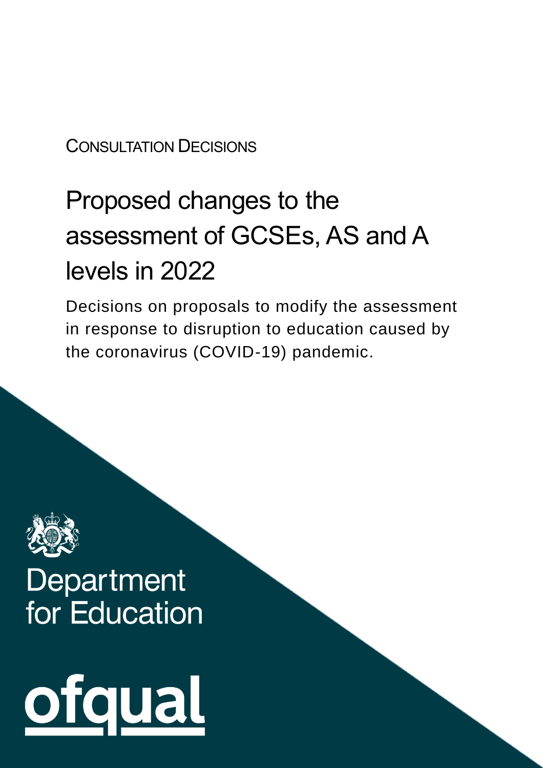CONSULTATION DECISIONS

# Proposed changes to the assessment of GCSEs, AS and A levels in 2022

Decisions on proposals to modify the assessment in response to disruption to education caused by the coronavirus (COVID-19) pandemic.

Department for Education

ofqual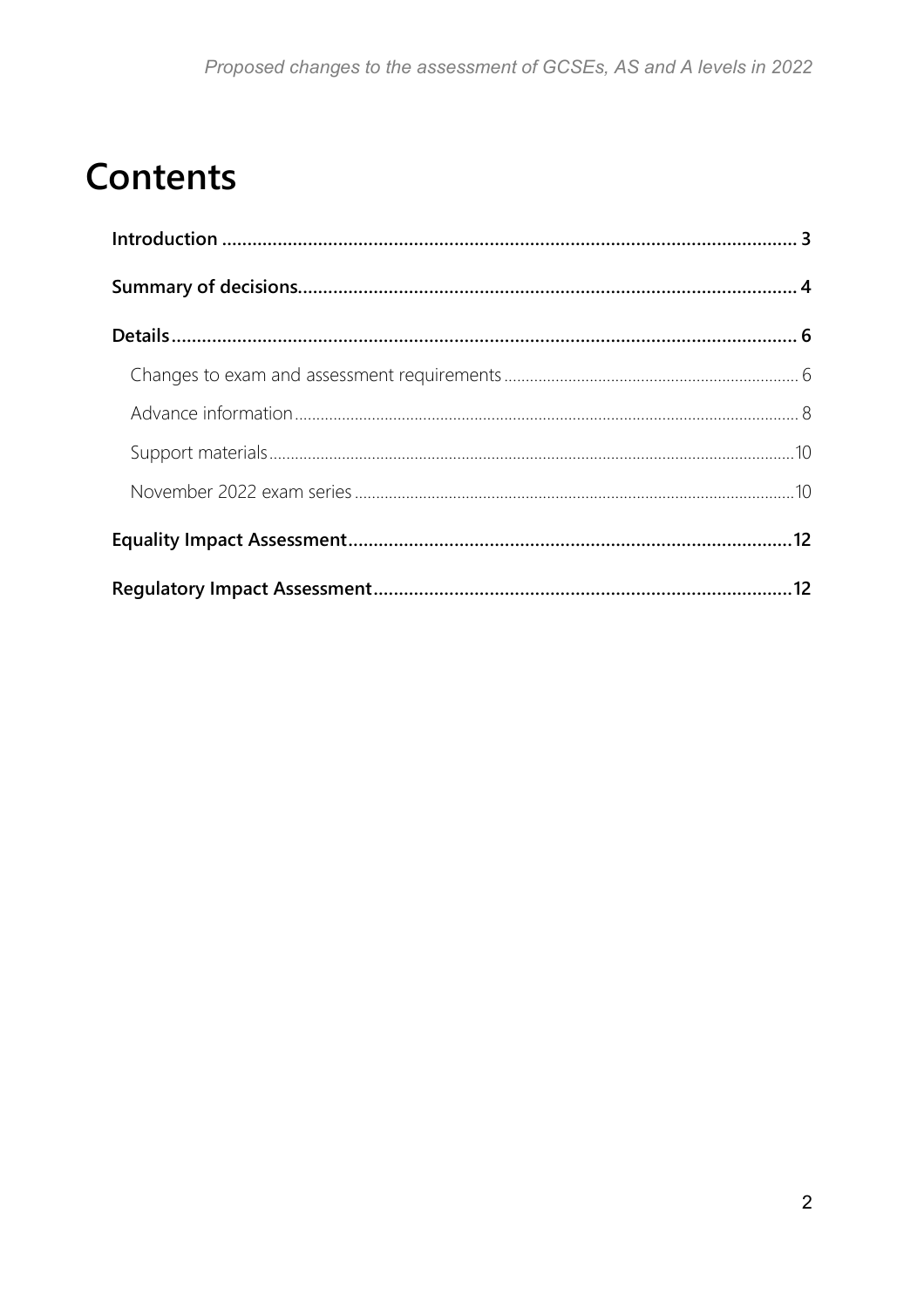# Contents

**Introduction** .................................................................................................................. 3

**Summary of decisions** .................................................................................................. 4

**Details** ........................................................................................................................... 6

- Changes to exam and assessment requirements ................................................................... 6
- Advance information .................................................................................................... 8
- Support materials .......................................................................................................... 10
- November 2022 exam series ......................................................................................... 10

**Equality Impact Assessment** ........................................................................................ 12

**Regulatory Impact Assessment** .................................................................................... 12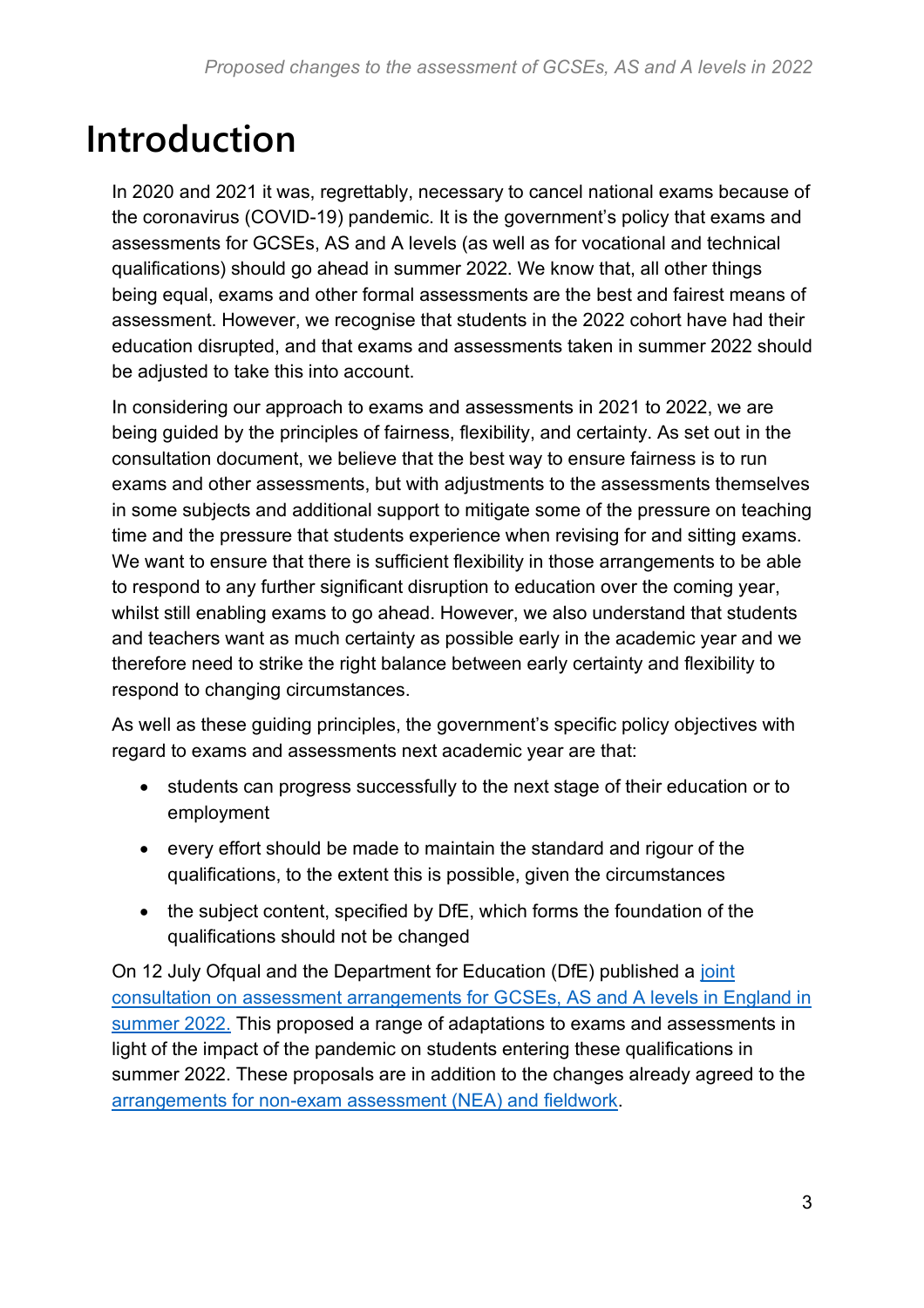# Introduction

In 2020 and 2021 it was, regrettably, necessary to cancel national exams because of the coronavirus (COVID-19) pandemic. It is the government's policy that exams and assessments for GCSEs, AS and A levels (as well as for vocational and technical qualifications) should go ahead in summer 2022. We know that, all other things being equal, exams and other formal assessments are the best and fairest means of assessment. However, we recognise that students in the 2022 cohort have had their education disrupted, and that exams and assessments taken in summer 2022 should be adjusted to take this into account.

In considering our approach to exams and assessments in 2021 to 2022, we are being guided by the principles of fairness, flexibility, and certainty. As set out in the consultation document, we believe that the best way to ensure fairness is to run exams and other assessments, but with adjustments to the assessments themselves in some subjects and additional support to mitigate some of the pressure on teaching time and the pressure that students experience when revising for and sitting exams. We want to ensure that there is sufficient flexibility in those arrangements to be able to respond to any further significant disruption to education over the coming year, whilst still enabling exams to go ahead. However, we also understand that students and teachers want as much certainty as possible early in the academic year and we therefore need to strike the right balance between early certainty and flexibility to respond to changing circumstances.

As well as these guiding principles, the government's specific policy objectives with regard to exams and assessments next academic year are that:

- students can progress successfully to the next stage of their education or to employment
- every effort should be made to maintain the standard and rigour of the qualifications, to the extent this is possible, given the circumstances
- the subject content, specified by DfE, which forms the foundation of the qualifications should not be changed

On 12 July Ofqual and the Department for Education (DfE) published a joint consultation on assessment arrangements for GCSEs, AS and A levels in England in summer 2022. This proposed a range of adaptations to exams and assessments in light of the impact of the pandemic on students entering these qualifications in summer 2022. These proposals are in addition to the changes already agreed to the arrangements for non-exam assessment (NEA) and fieldwork.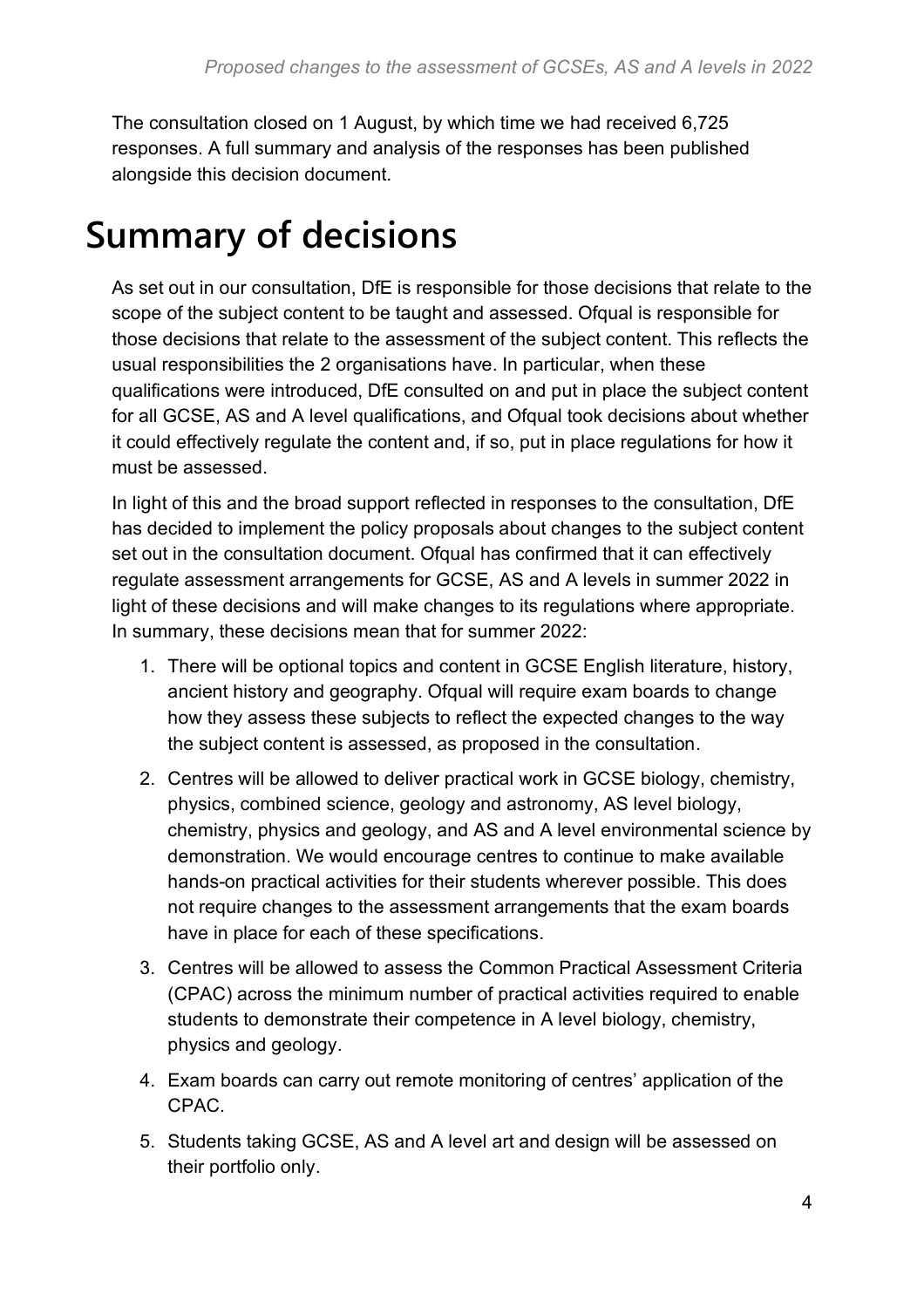The consultation closed on 1 August, by which time we had received 6,725 responses. A full summary and analysis of the responses has been published alongside this decision document.

# Summary of decisions

As set out in our consultation, DfE is responsible for those decisions that relate to the scope of the subject content to be taught and assessed. Ofqual is responsible for those decisions that relate to the assessment of the subject content. This reflects the usual responsibilities the 2 organisations have. In particular, when these qualifications were introduced, DfE consulted on and put in place the subject content for all GCSE, AS and A level qualifications, and Ofqual took decisions about whether it could effectively regulate the content and, if so, put in place regulations for how it must be assessed.

In light of this and the broad support reflected in responses to the consultation, DfE has decided to implement the policy proposals about changes to the subject content set out in the consultation document. Ofqual has confirmed that it can effectively regulate assessment arrangements for GCSE, AS and A levels in summer 2022 in light of these decisions and will make changes to its regulations where appropriate. In summary, these decisions mean that for summer 2022:

1. There will be optional topics and content in GCSE English literature, history, ancient history and geography. Ofqual will require exam boards to change how they assess these subjects to reflect the expected changes to the way the subject content is assessed, as proposed in the consultation.
2. Centres will be allowed to deliver practical work in GCSE biology, chemistry, physics, combined science, geology and astronomy, AS level biology, chemistry, physics and geology, and AS and A level environmental science by demonstration. We would encourage centres to continue to make available hands-on practical activities for their students wherever possible. This does not require changes to the assessment arrangements that the exam boards have in place for each of these specifications.
3. Centres will be allowed to assess the Common Practical Assessment Criteria (CPAC) across the minimum number of practical activities required to enable students to demonstrate their competence in A level biology, chemistry, physics and geology.
4. Exam boards can carry out remote monitoring of centres' application of the CPAC.
5. Students taking GCSE, AS and A level art and design will be assessed on their portfolio only.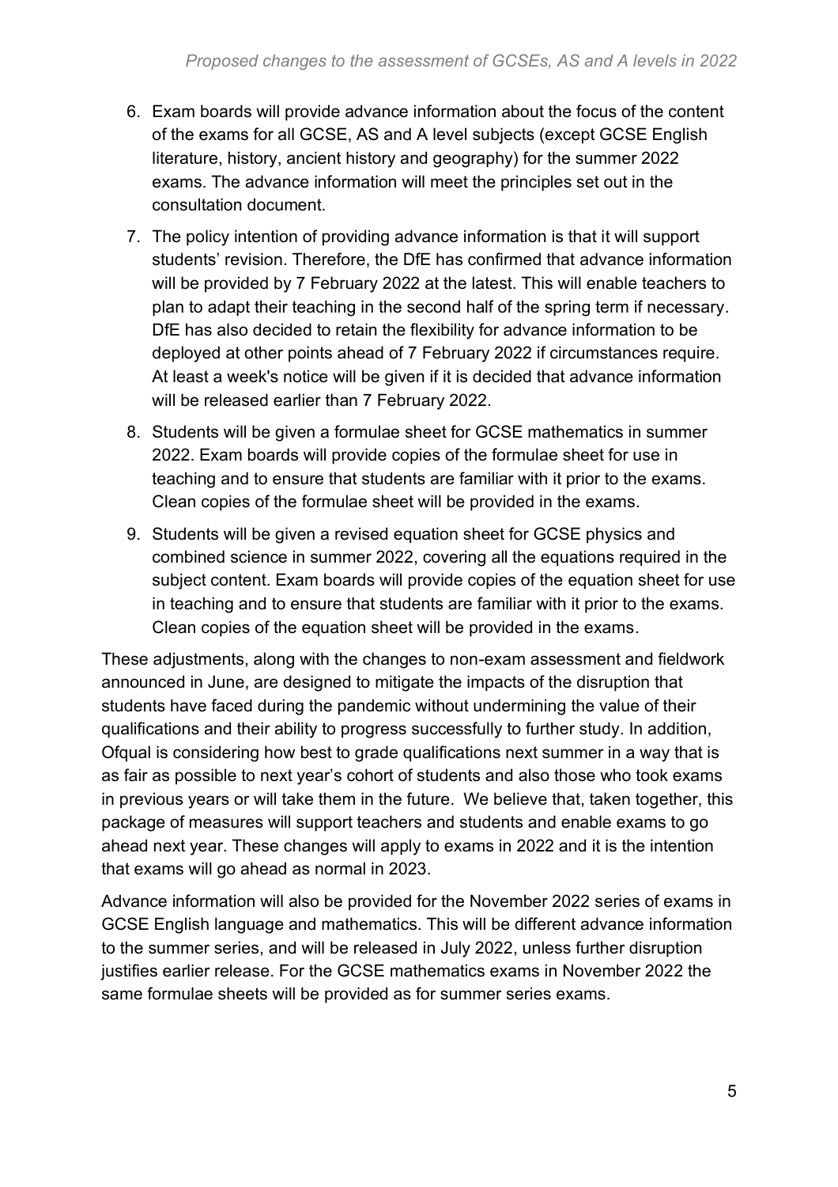6. Exam boards will provide advance information about the focus of the content of the exams for all GCSE, AS and A level subjects (except GCSE English literature, history, ancient history and geography) for the summer 2022 exams. The advance information will meet the principles set out in the consultation document.
7. The policy intention of providing advance information is that it will support students' revision. Therefore, the DfE has confirmed that advance information will be provided by 7 February 2022 at the latest. This will enable teachers to plan to adapt their teaching in the second half of the spring term if necessary. DfE has also decided to retain the flexibility for advance information to be deployed at other points ahead of 7 February 2022 if circumstances require. At least a week's notice will be given if it is decided that advance information will be released earlier than 7 February 2022.
8. Students will be given a formulae sheet for GCSE mathematics in summer 2022. Exam boards will provide copies of the formulae sheet for use in teaching and to ensure that students are familiar with it prior to the exams. Clean copies of the formulae sheet will be provided in the exams.
9. Students will be given a revised equation sheet for GCSE physics and combined science in summer 2022, covering all the equations required in the subject content. Exam boards will provide copies of the equation sheet for use in teaching and to ensure that students are familiar with it prior to the exams. Clean copies of the equation sheet will be provided in the exams.

These adjustments, along with the changes to non-exam assessment and fieldwork announced in June, are designed to mitigate the impacts of the disruption that students have faced during the pandemic without undermining the value of their qualifications and their ability to progress successfully to further study. In addition, Ofqual is considering how best to grade qualifications next summer in a way that is as fair as possible to next year's cohort of students and also those who took exams in previous years or will take them in the future. We believe that, taken together, this package of measures will support teachers and students and enable exams to go ahead next year. These changes will apply to exams in 2022 and it is the intention that exams will go ahead as normal in 2023.

Advance information will also be provided for the November 2022 series of exams in GCSE English language and mathematics. This will be different advance information to the summer series, and will be released in July 2022, unless further disruption justifies earlier release. For the GCSE mathematics exams in November 2022 the same formulae sheets will be provided as for summer series exams.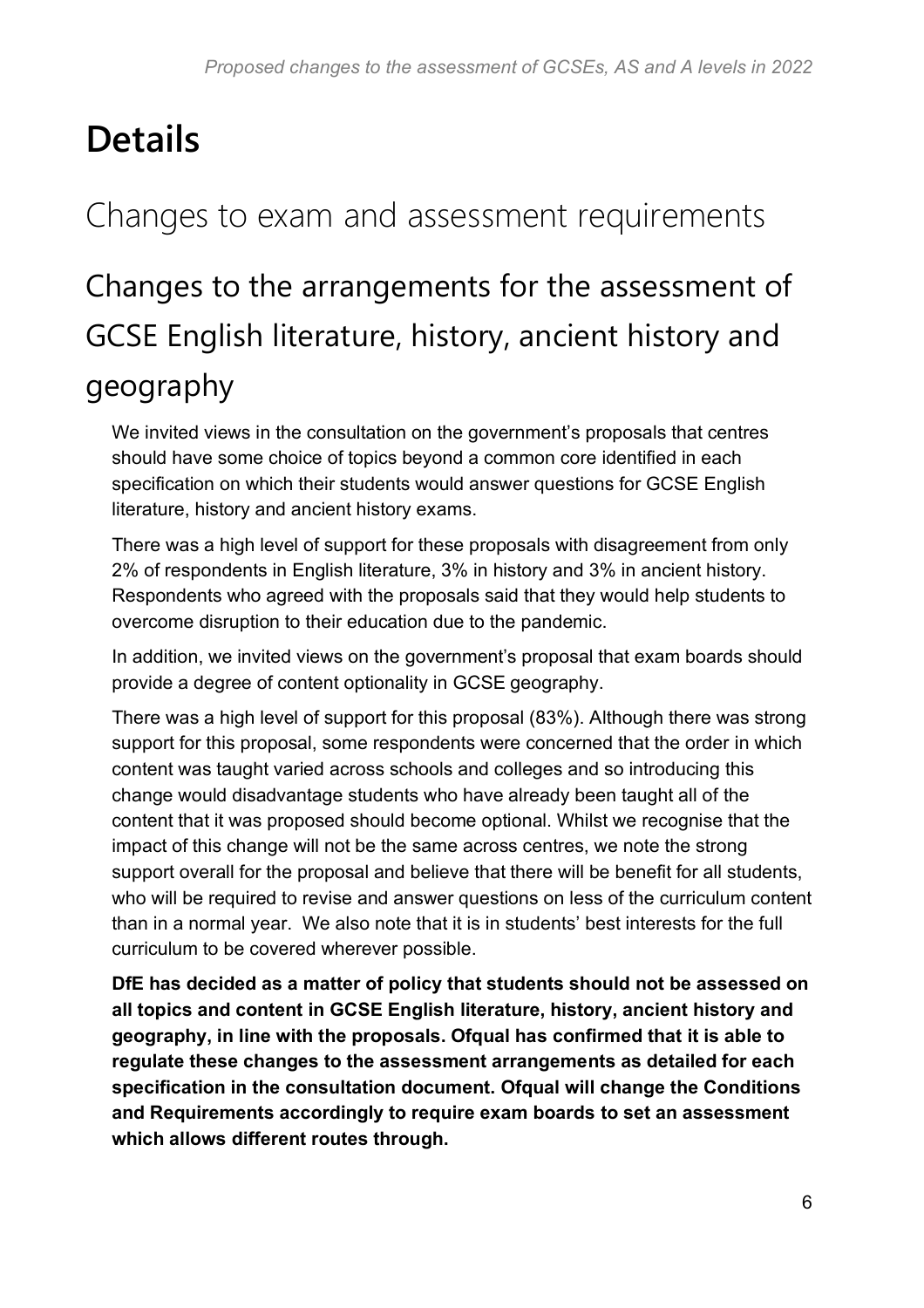# Details

## Changes to exam and assessment requirements

### Changes to the arrangements for the assessment of GCSE English literature, history, ancient history and geography

We invited views in the consultation on the government's proposals that centres should have some choice of topics beyond a common core identified in each specification on which their students would answer questions for GCSE English literature, history and ancient history exams.

There was a high level of support for these proposals with disagreement from only 2% of respondents in English literature, 3% in history and 3% in ancient history. Respondents who agreed with the proposals said that they would help students to overcome disruption to their education due to the pandemic.

In addition, we invited views on the government's proposal that exam boards should provide a degree of content optionality in GCSE geography.

There was a high level of support for this proposal (83%). Although there was strong support for this proposal, some respondents were concerned that the order in which content was taught varied across schools and colleges and so introducing this change would disadvantage students who have already been taught all of the content that it was proposed should become optional. Whilst we recognise that the impact of this change will not be the same across centres, we note the strong support overall for the proposal and believe that there will be benefit for all students, who will be required to revise and answer questions on less of the curriculum content than in a normal year. We also note that it is in students' best interests for the full curriculum to be covered wherever possible.

**DfE has decided as a matter of policy that students should not be assessed on all topics and content in GCSE English literature, history, ancient history and geography, in line with the proposals. Ofqual has confirmed that it is able to regulate these changes to the assessment arrangements as detailed for each specification in the consultation document. Ofqual will change the Conditions and Requirements accordingly to require exam boards to set an assessment which allows different routes through.**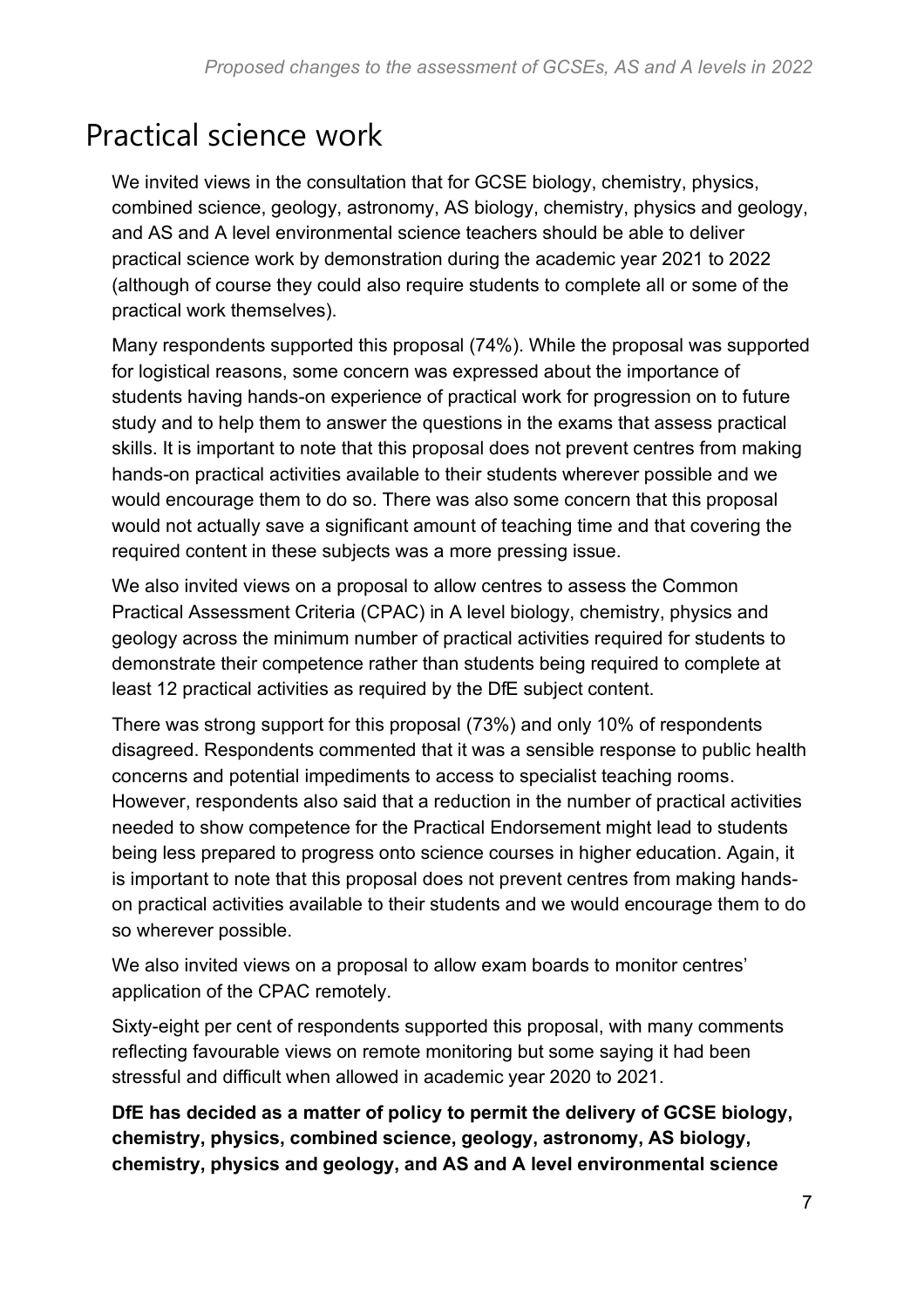## Practical science work

We invited views in the consultation that for GCSE biology, chemistry, physics, combined science, geology, astronomy, AS biology, chemistry, physics and geology, and AS and A level environmental science teachers should be able to deliver practical science work by demonstration during the academic year 2021 to 2022 (although of course they could also require students to complete all or some of the practical work themselves).

Many respondents supported this proposal (74%). While the proposal was supported for logistical reasons, some concern was expressed about the importance of students having hands-on experience of practical work for progression on to future study and to help them to answer the questions in the exams that assess practical skills. It is important to note that this proposal does not prevent centres from making hands-on practical activities available to their students wherever possible and we would encourage them to do so. There was also some concern that this proposal would not actually save a significant amount of teaching time and that covering the required content in these subjects was a more pressing issue.

We also invited views on a proposal to allow centres to assess the Common Practical Assessment Criteria (CPAC) in A level biology, chemistry, physics and geology across the minimum number of practical activities required for students to demonstrate their competence rather than students being required to complete at least 12 practical activities as required by the DfE subject content.

There was strong support for this proposal (73%) and only 10% of respondents disagreed. Respondents commented that it was a sensible response to public health concerns and potential impediments to access to specialist teaching rooms. However, respondents also said that a reduction in the number of practical activities needed to show competence for the Practical Endorsement might lead to students being less prepared to progress onto science courses in higher education. Again, it is important to note that this proposal does not prevent centres from making hands-on practical activities available to their students and we would encourage them to do so wherever possible.

We also invited views on a proposal to allow exam boards to monitor centres' application of the CPAC remotely.

Sixty-eight per cent of respondents supported this proposal, with many comments reflecting favourable views on remote monitoring but some saying it had been stressful and difficult when allowed in academic year 2020 to 2021.

**DfE has decided as a matter of policy to permit the delivery of GCSE biology, chemistry, physics, combined science, geology, astronomy, AS biology, chemistry, physics and geology, and AS and A level environmental science**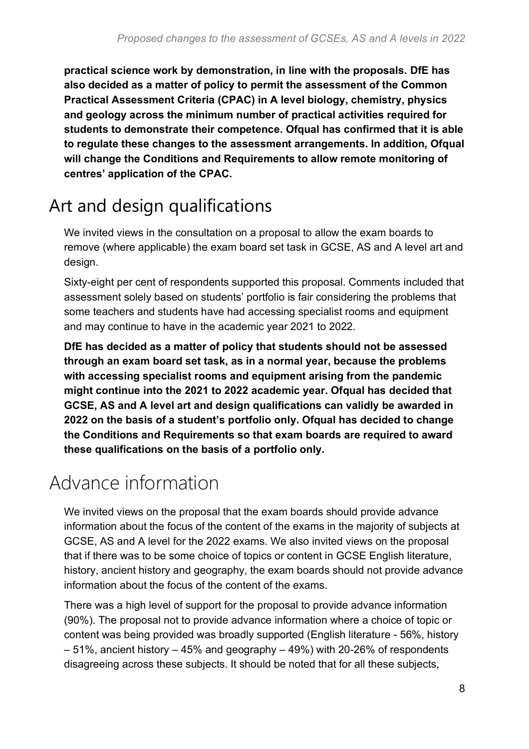**practical science work by demonstration, in line with the proposals. DfE has also decided as a matter of policy to permit the assessment of the Common Practical Assessment Criteria (CPAC) in A level biology, chemistry, physics and geology across the minimum number of practical activities required for students to demonstrate their competence. Ofqual has confirmed that it is able to regulate these changes to the assessment arrangements. In addition, Ofqual will change the Conditions and Requirements to allow remote monitoring of centres' application of the CPAC.**

## Art and design qualifications

We invited views in the consultation on a proposal to allow the exam boards to remove (where applicable) the exam board set task in GCSE, AS and A level art and design.

Sixty-eight per cent of respondents supported this proposal. Comments included that assessment solely based on students' portfolio is fair considering the problems that some teachers and students have had accessing specialist rooms and equipment and may continue to have in the academic year 2021 to 2022.

**DfE has decided as a matter of policy that students should not be assessed through an exam board set task, as in a normal year, because the problems with accessing specialist rooms and equipment arising from the pandemic might continue into the 2021 to 2022 academic year. Ofqual has decided that GCSE, AS and A level art and design qualifications can validly be awarded in 2022 on the basis of a student's portfolio only. Ofqual has decided to change the Conditions and Requirements so that exam boards are required to award these qualifications on the basis of a portfolio only.**

## Advance information

We invited views on the proposal that the exam boards should provide advance information about the focus of the content of the exams in the majority of subjects at GCSE, AS and A level for the 2022 exams. We also invited views on the proposal that if there was to be some choice of topics or content in GCSE English literature, history, ancient history and geography, the exam boards should not provide advance information about the focus of the content of the exams.

There was a high level of support for the proposal to provide advance information (90%). The proposal not to provide advance information where a choice of topic or content was being provided was broadly supported (English literature - 56%, history – 51%, ancient history – 45% and geography – 49%) with 20-26% of respondents disagreeing across these subjects. It should be noted that for all these subjects,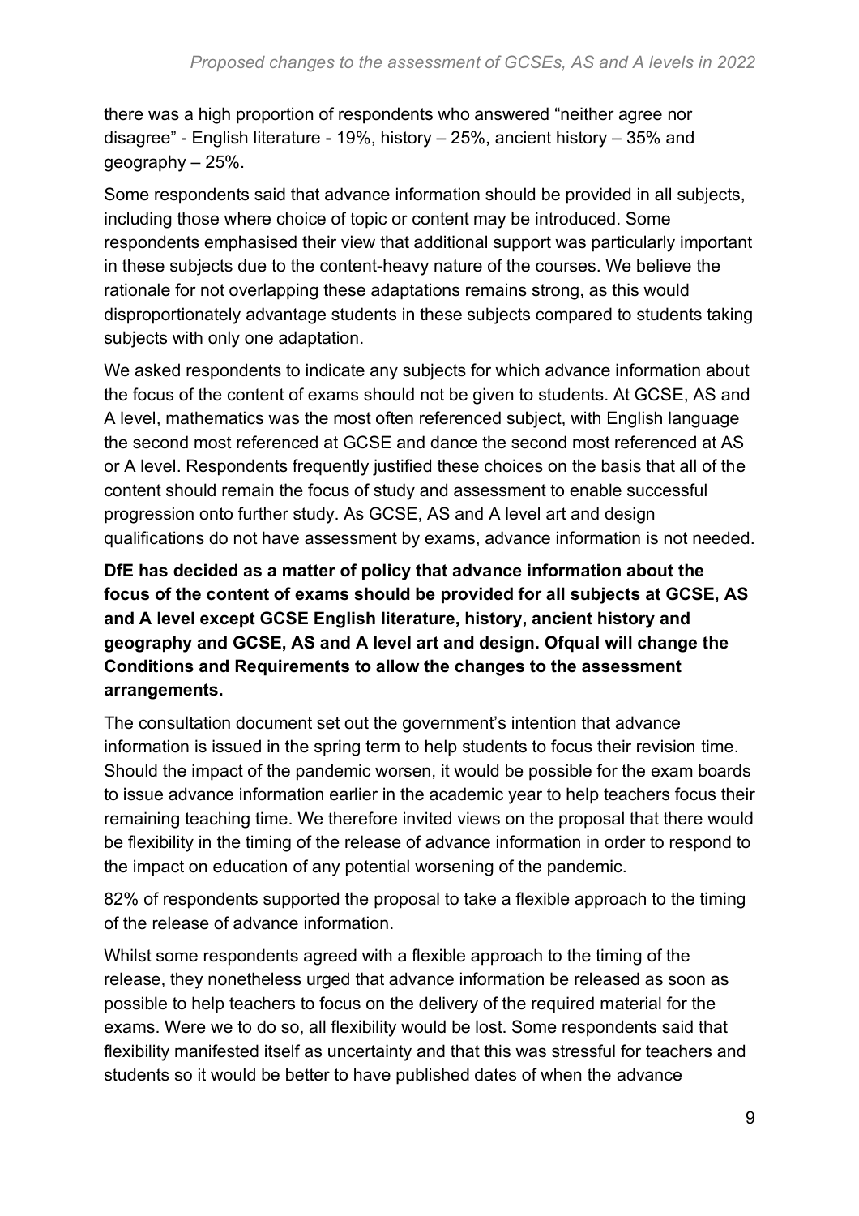there was a high proportion of respondents who answered "neither agree nor disagree" - English literature - 19%, history – 25%, ancient history – 35% and geography – 25%.

Some respondents said that advance information should be provided in all subjects, including those where choice of topic or content may be introduced. Some respondents emphasised their view that additional support was particularly important in these subjects due to the content-heavy nature of the courses. We believe the rationale for not overlapping these adaptations remains strong, as this would disproportionately advantage students in these subjects compared to students taking subjects with only one adaptation.

We asked respondents to indicate any subjects for which advance information about the focus of the content of exams should not be given to students. At GCSE, AS and A level, mathematics was the most often referenced subject, with English language the second most referenced at GCSE and dance the second most referenced at AS or A level. Respondents frequently justified these choices on the basis that all of the content should remain the focus of study and assessment to enable successful progression onto further study. As GCSE, AS and A level art and design qualifications do not have assessment by exams, advance information is not needed.

**DfE has decided as a matter of policy that advance information about the focus of the content of exams should be provided for all subjects at GCSE, AS and A level except GCSE English literature, history, ancient history and geography and GCSE, AS and A level art and design. Ofqual will change the Conditions and Requirements to allow the changes to the assessment arrangements.**

The consultation document set out the government's intention that advance information is issued in the spring term to help students to focus their revision time. Should the impact of the pandemic worsen, it would be possible for the exam boards to issue advance information earlier in the academic year to help teachers focus their remaining teaching time. We therefore invited views on the proposal that there would be flexibility in the timing of the release of advance information in order to respond to the impact on education of any potential worsening of the pandemic.

82% of respondents supported the proposal to take a flexible approach to the timing of the release of advance information.

Whilst some respondents agreed with a flexible approach to the timing of the release, they nonetheless urged that advance information be released as soon as possible to help teachers to focus on the delivery of the required material for the exams. Were we to do so, all flexibility would be lost. Some respondents said that flexibility manifested itself as uncertainty and that this was stressful for teachers and students so it would be better to have published dates of when the advance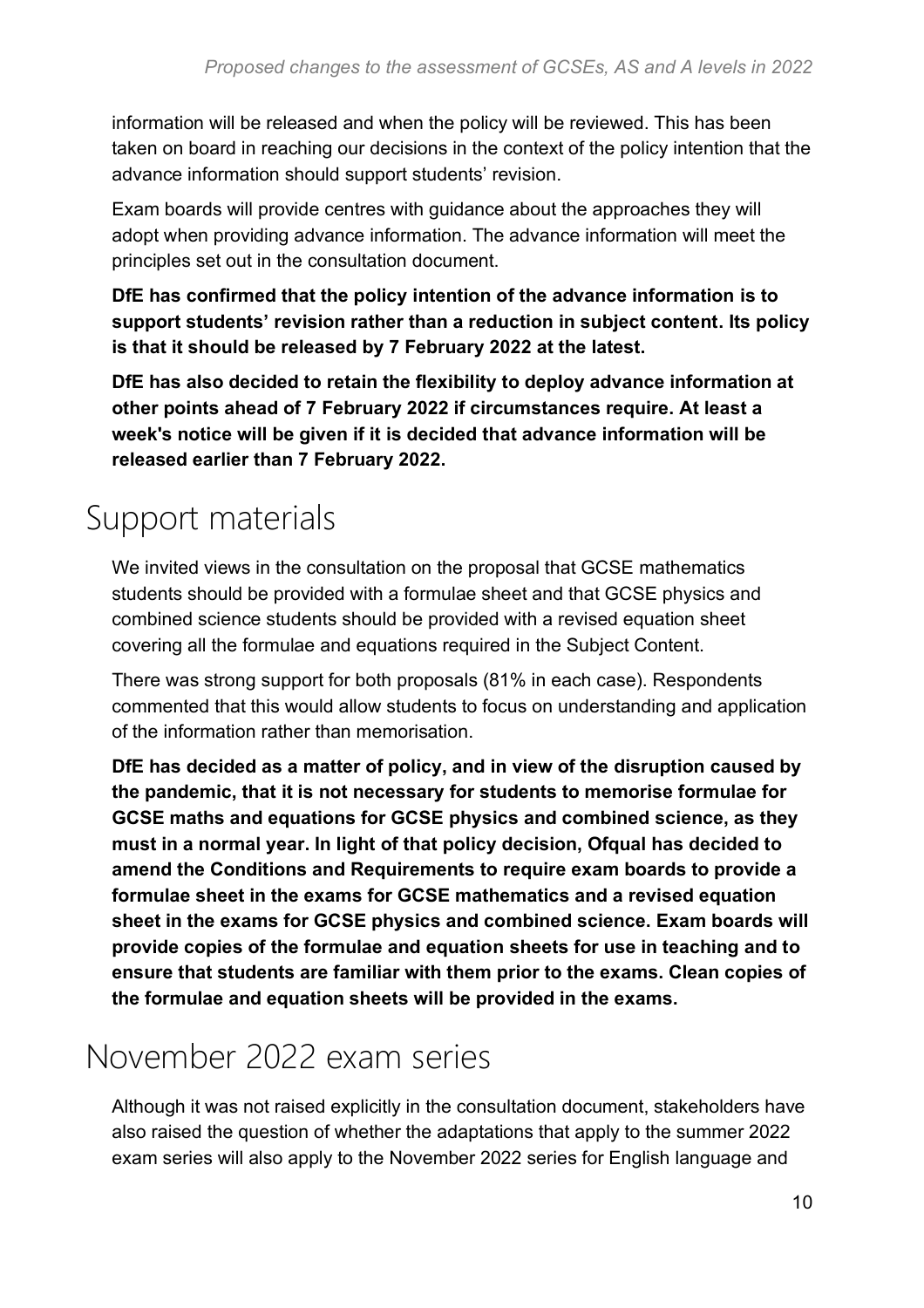information will be released and when the policy will be reviewed. This has been taken on board in reaching our decisions in the context of the policy intention that the advance information should support students' revision.

Exam boards will provide centres with guidance about the approaches they will adopt when providing advance information. The advance information will meet the principles set out in the consultation document.

**DfE has confirmed that the policy intention of the advance information is to support students' revision rather than a reduction in subject content. Its policy is that it should be released by 7 February 2022 at the latest.**

**DfE has also decided to retain the flexibility to deploy advance information at other points ahead of 7 February 2022 if circumstances require. At least a week's notice will be given if it is decided that advance information will be released earlier than 7 February 2022.**

## Support materials

We invited views in the consultation on the proposal that GCSE mathematics students should be provided with a formulae sheet and that GCSE physics and combined science students should be provided with a revised equation sheet covering all the formulae and equations required in the Subject Content.

There was strong support for both proposals (81% in each case). Respondents commented that this would allow students to focus on understanding and application of the information rather than memorisation.

**DfE has decided as a matter of policy, and in view of the disruption caused by the pandemic, that it is not necessary for students to memorise formulae for GCSE maths and equations for GCSE physics and combined science, as they must in a normal year. In light of that policy decision, Ofqual has decided to amend the Conditions and Requirements to require exam boards to provide a formulae sheet in the exams for GCSE mathematics and a revised equation sheet in the exams for GCSE physics and combined science. Exam boards will provide copies of the formulae and equation sheets for use in teaching and to ensure that students are familiar with them prior to the exams. Clean copies of the formulae and equation sheets will be provided in the exams.**

## November 2022 exam series

Although it was not raised explicitly in the consultation document, stakeholders have also raised the question of whether the adaptations that apply to the summer 2022 exam series will also apply to the November 2022 series for English language and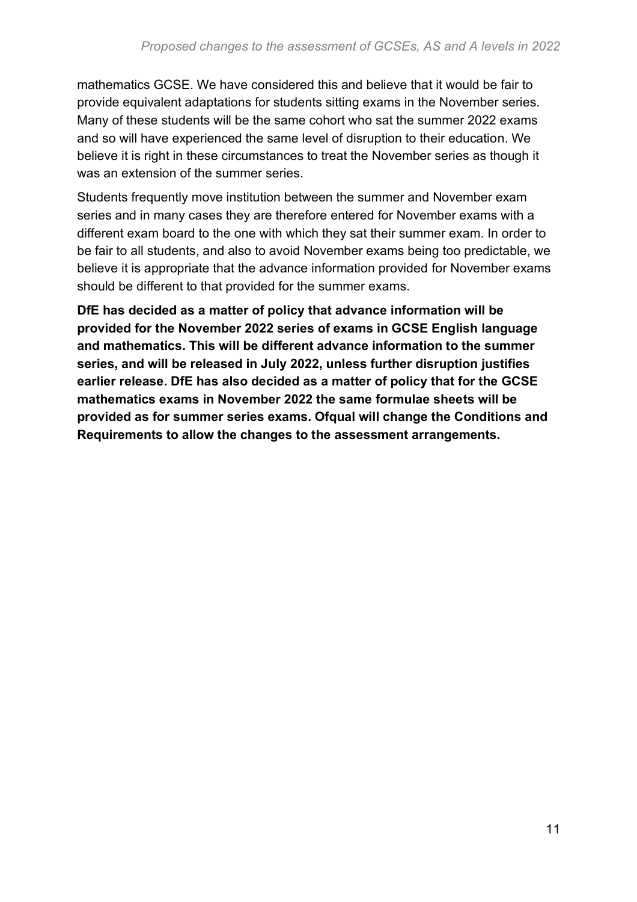mathematics GCSE. We have considered this and believe that it would be fair to provide equivalent adaptations for students sitting exams in the November series. Many of these students will be the same cohort who sat the summer 2022 exams and so will have experienced the same level of disruption to their education. We believe it is right in these circumstances to treat the November series as though it was an extension of the summer series.

Students frequently move institution between the summer and November exam series and in many cases they are therefore entered for November exams with a different exam board to the one with which they sat their summer exam. In order to be fair to all students, and also to avoid November exams being too predictable, we believe it is appropriate that the advance information provided for November exams should be different to that provided for the summer exams.

**DfE has decided as a matter of policy that advance information will be provided for the November 2022 series of exams in GCSE English language and mathematics. This will be different advance information to the summer series, and will be released in July 2022, unless further disruption justifies earlier release. DfE has also decided as a matter of policy that for the GCSE mathematics exams in November 2022 the same formulae sheets will be provided as for summer series exams. Ofqual will change the Conditions and Requirements to allow the changes to the assessment arrangements.**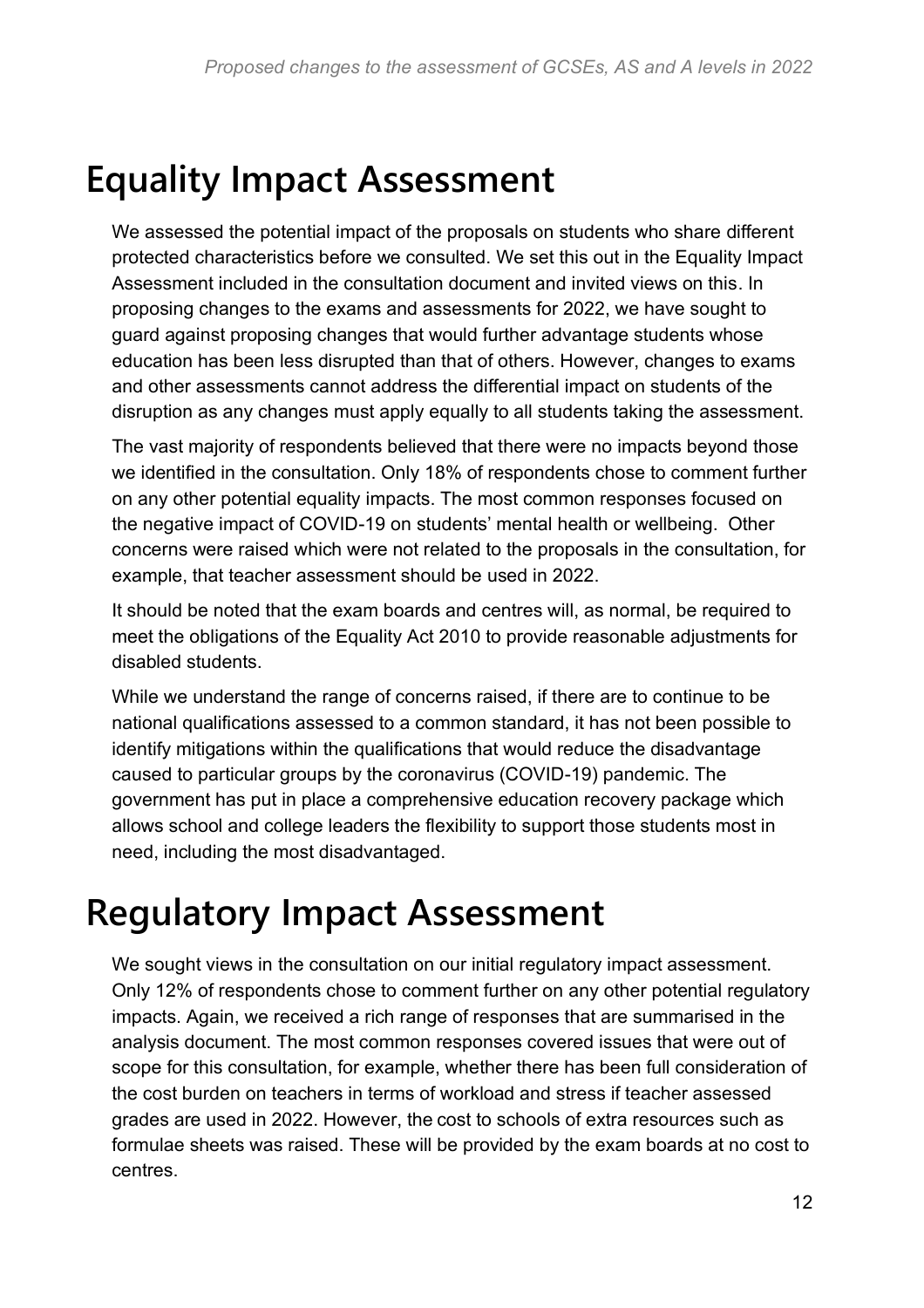# Equality Impact Assessment

We assessed the potential impact of the proposals on students who share different protected characteristics before we consulted. We set this out in the Equality Impact Assessment included in the consultation document and invited views on this. In proposing changes to the exams and assessments for 2022, we have sought to guard against proposing changes that would further advantage students whose education has been less disrupted than that of others. However, changes to exams and other assessments cannot address the differential impact on students of the disruption as any changes must apply equally to all students taking the assessment.

The vast majority of respondents believed that there were no impacts beyond those we identified in the consultation. Only 18% of respondents chose to comment further on any other potential equality impacts. The most common responses focused on the negative impact of COVID-19 on students' mental health or wellbeing. Other concerns were raised which were not related to the proposals in the consultation, for example, that teacher assessment should be used in 2022.

It should be noted that the exam boards and centres will, as normal, be required to meet the obligations of the Equality Act 2010 to provide reasonable adjustments for disabled students.

While we understand the range of concerns raised, if there are to continue to be national qualifications assessed to a common standard, it has not been possible to identify mitigations within the qualifications that would reduce the disadvantage caused to particular groups by the coronavirus (COVID-19) pandemic. The government has put in place a comprehensive education recovery package which allows school and college leaders the flexibility to support those students most in need, including the most disadvantaged.

# Regulatory Impact Assessment

We sought views in the consultation on our initial regulatory impact assessment. Only 12% of respondents chose to comment further on any other potential regulatory impacts. Again, we received a rich range of responses that are summarised in the analysis document. The most common responses covered issues that were out of scope for this consultation, for example, whether there has been full consideration of the cost burden on teachers in terms of workload and stress if teacher assessed grades are used in 2022. However, the cost to schools of extra resources such as formulae sheets was raised. These will be provided by the exam boards at no cost to centres.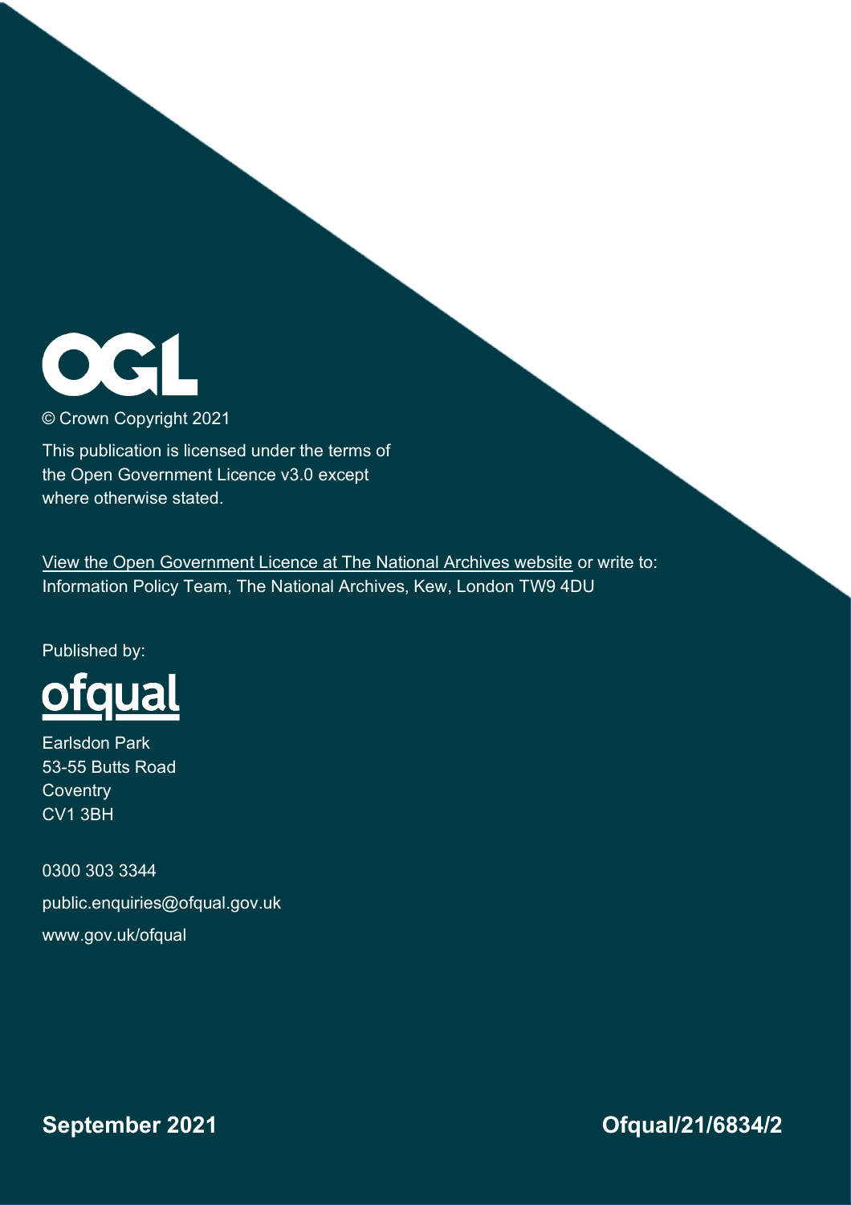OGL

© Crown Copyright 2021

This publication is licensed under the terms of the Open Government Licence v3.0 except where otherwise stated.

View the Open Government Licence at The National Archives website or write to: Information Policy Team, The National Archives, Kew, London TW9 4DU

Published by:

ofqual

Earlsdon Park
53-55 Butts Road
Coventry
CV1 3BH

0300 303 3344

public.enquiries@ofqual.gov.uk

www.gov.uk/ofqual

**September 2021**

**Ofqual/21/6834/2**